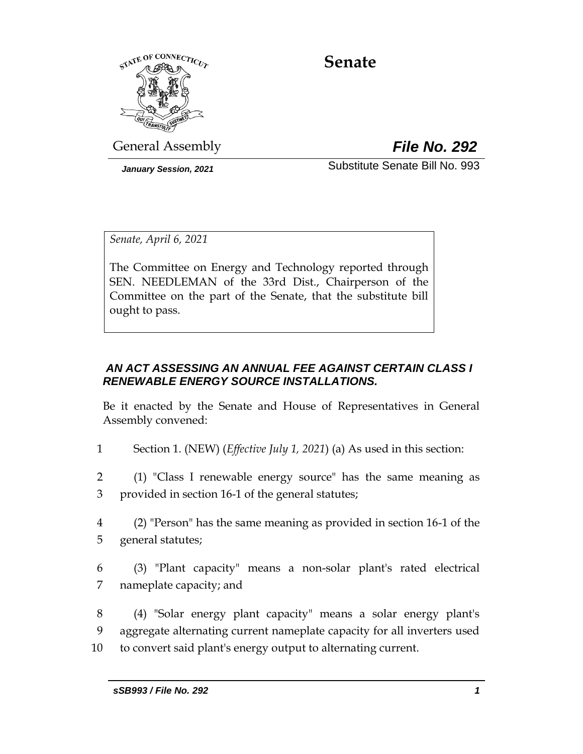# Senate

General Assembly

***File No. 292***

***January Session, 2021***

Substitute Senate Bill No. 993

*Senate, April 6, 2021*

The Committee on Energy and Technology reported through SEN. NEEDLEMAN of the 33rd Dist., Chairperson of the Committee on the part of the Senate, that the substitute bill ought to pass.

***AN ACT ASSESSING AN ANNUAL FEE AGAINST CERTAIN CLASS I RENEWABLE ENERGY SOURCE INSTALLATIONS.***

Be it enacted by the Senate and House of Representatives in General Assembly convened:

1 Section 1. (NEW) (*Effective July 1, 2021*) (a) As used in this section:

2 (1) "Class I renewable energy source" has the same meaning as
3 provided in section 16-1 of the general statutes;

4 (2) "Person" has the same meaning as provided in section 16-1 of the
5 general statutes;

6 (3) "Plant capacity" means a non-solar plant's rated electrical
7 nameplate capacity; and

8 (4) "Solar energy plant capacity" means a solar energy plant's
9 aggregate alternating current nameplate capacity for all inverters used
10 to convert said plant's energy output to alternating current.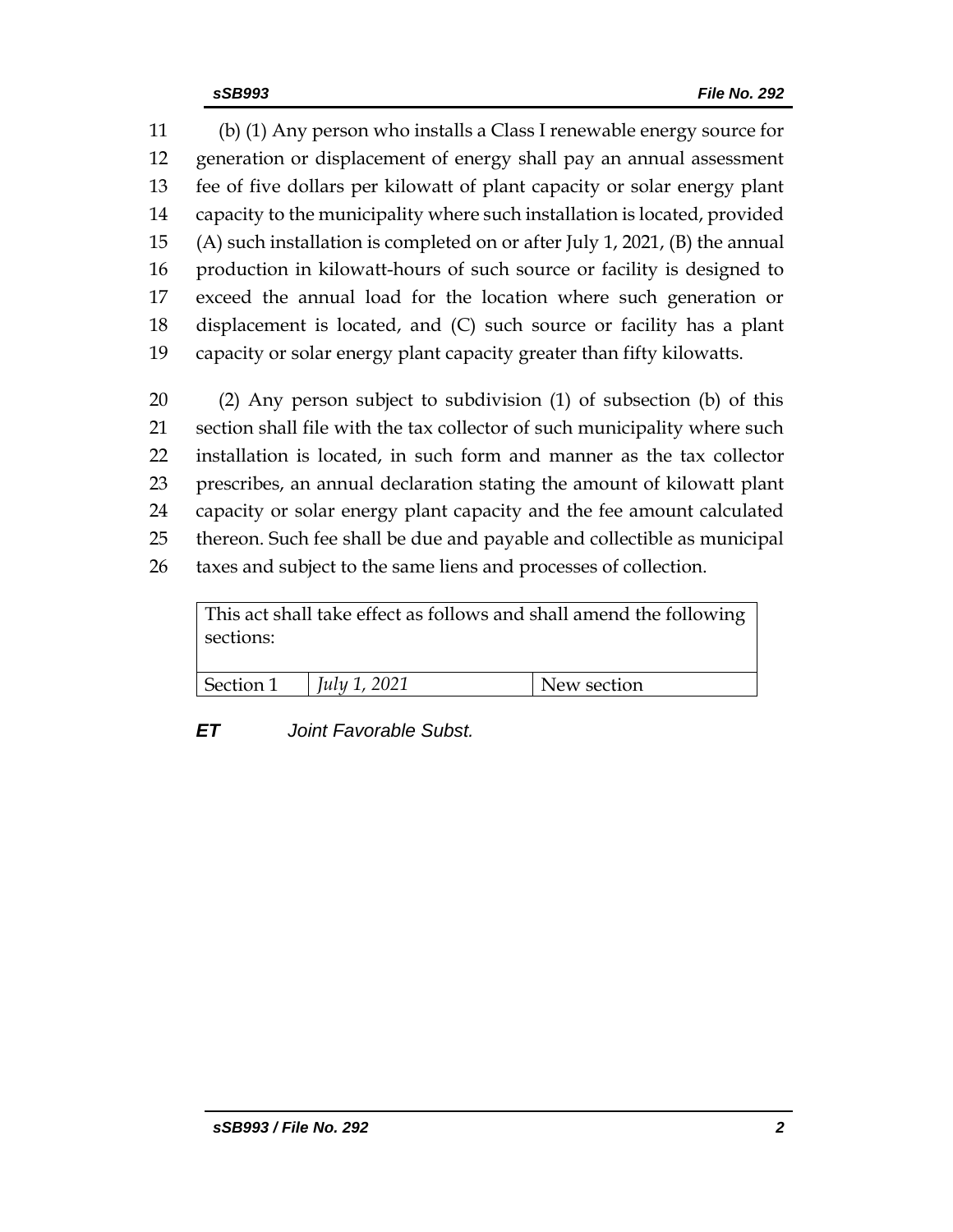(b) (1) Any person who installs a Class I renewable energy source for generation or displacement of energy shall pay an annual assessment fee of five dollars per kilowatt of plant capacity or solar energy plant capacity to the municipality where such installation is located, provided (A) such installation is completed on or after July 1, 2021, (B) the annual production in kilowatt-hours of such source or facility is designed to exceed the annual load for the location where such generation or displacement is located, and (C) such source or facility has a plant capacity or solar energy plant capacity greater than fifty kilowatts.

(2) Any person subject to subdivision (1) of subsection (b) of this section shall file with the tax collector of such municipality where such installation is located, in such form and manner as the tax collector prescribes, an annual declaration stating the amount of kilowatt plant capacity or solar energy plant capacity and the fee amount calculated thereon. Such fee shall be due and payable and collectible as municipal taxes and subject to the same liens and processes of collection.

| This act shall take effect as follows and shall amend the following sections: | | |
|---|---|---|
| Section 1 | *July 1, 2021* | New section |

***ET*** *Joint Favorable Subst.*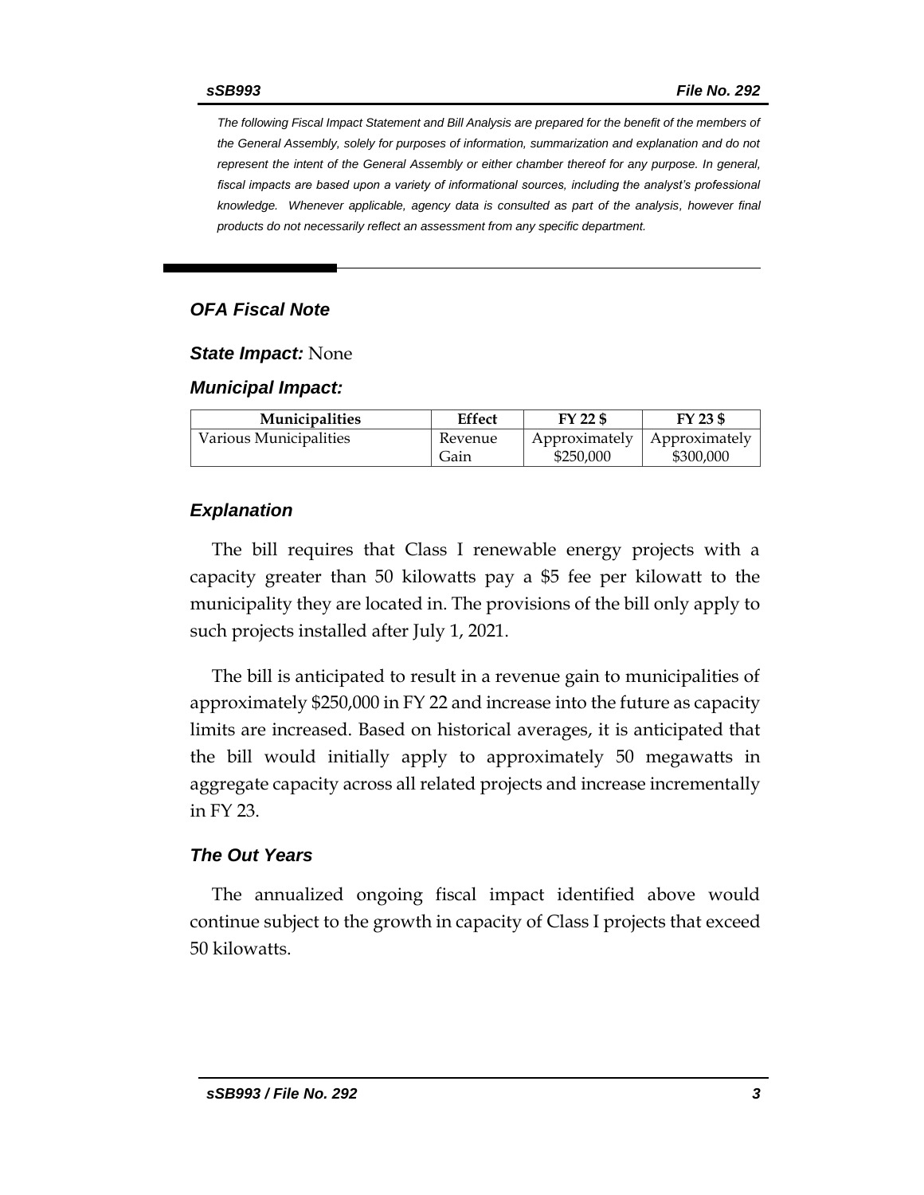*The following Fiscal Impact Statement and Bill Analysis are prepared for the benefit of the members of the General Assembly, solely for purposes of information, summarization and explanation and do not represent the intent of the General Assembly or either chamber thereof for any purpose. In general, fiscal impacts are based upon a variety of informational sources, including the analyst's professional knowledge. Whenever applicable, agency data is consulted as part of the analysis, however final products do not necessarily reflect an assessment from any specific department.*

## *OFA Fiscal Note*

***State Impact:*** None

***Municipal Impact:***

| Municipalities | Effect | FY 22 $ | FY 23 $ |
|---|---|---|---|
| Various Municipalities | Revenue Gain | Approximately $250,000 | Approximately $300,000 |

### *Explanation*

The bill requires that Class I renewable energy projects with a capacity greater than 50 kilowatts pay a $5 fee per kilowatt to the municipality they are located in. The provisions of the bill only apply to such projects installed after July 1, 2021.

The bill is anticipated to result in a revenue gain to municipalities of approximately $250,000 in FY 22 and increase into the future as capacity limits are increased. Based on historical averages, it is anticipated that the bill would initially apply to approximately 50 megawatts in aggregate capacity across all related projects and increase incrementally in FY 23.

### *The Out Years*

The annualized ongoing fiscal impact identified above would continue subject to the growth in capacity of Class I projects that exceed 50 kilowatts.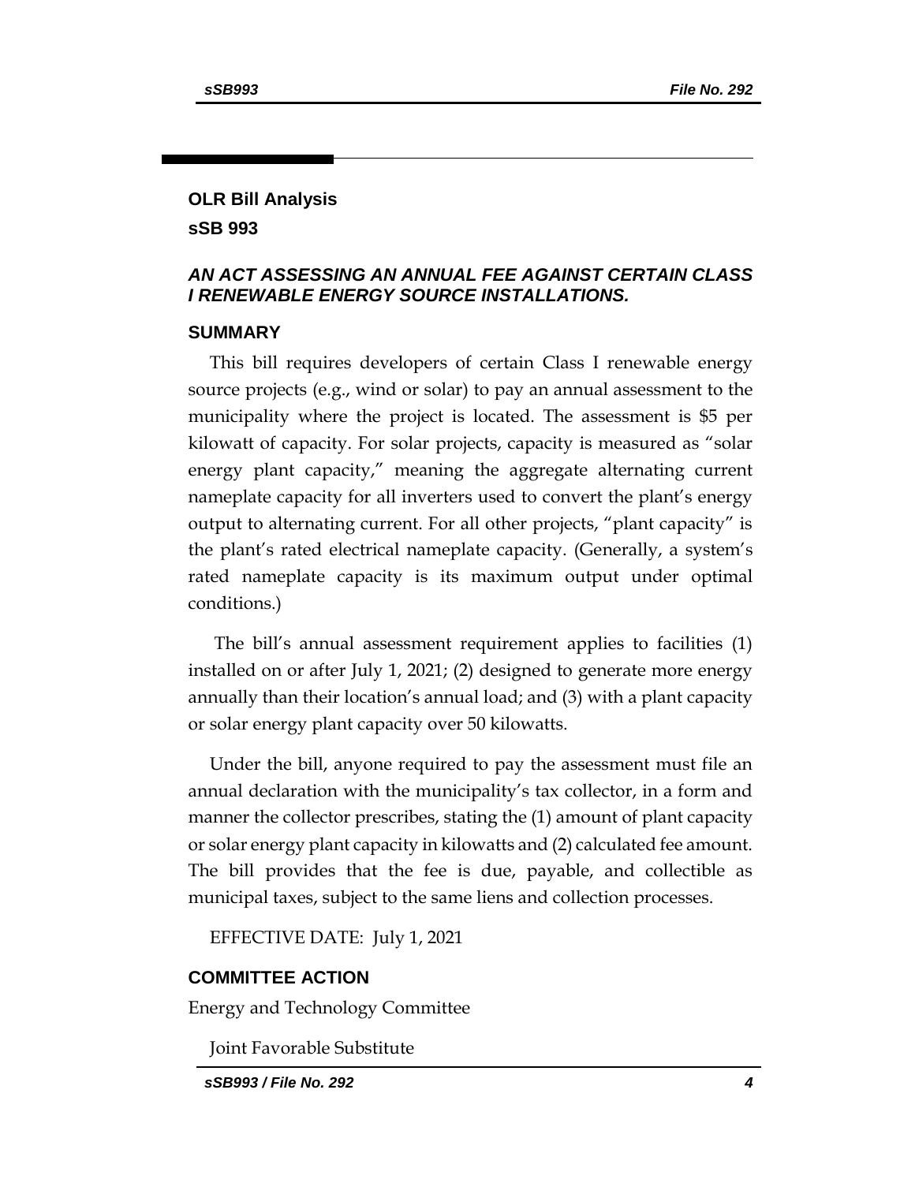## OLR Bill Analysis

## sSB 993

### *AN ACT ASSESSING AN ANNUAL FEE AGAINST CERTAIN CLASS I RENEWABLE ENERGY SOURCE INSTALLATIONS.*

### SUMMARY

This bill requires developers of certain Class I renewable energy source projects (e.g., wind or solar) to pay an annual assessment to the municipality where the project is located. The assessment is $5 per kilowatt of capacity. For solar projects, capacity is measured as "solar energy plant capacity," meaning the aggregate alternating current nameplate capacity for all inverters used to convert the plant's energy output to alternating current. For all other projects, "plant capacity" is the plant's rated electrical nameplate capacity. (Generally, a system's rated nameplate capacity is its maximum output under optimal conditions.)

The bill's annual assessment requirement applies to facilities (1) installed on or after July 1, 2021; (2) designed to generate more energy annually than their location's annual load; and (3) with a plant capacity or solar energy plant capacity over 50 kilowatts.

Under the bill, anyone required to pay the assessment must file an annual declaration with the municipality's tax collector, in a form and manner the collector prescribes, stating the (1) amount of plant capacity or solar energy plant capacity in kilowatts and (2) calculated fee amount. The bill provides that the fee is due, payable, and collectible as municipal taxes, subject to the same liens and collection processes.

EFFECTIVE DATE: July 1, 2021

### COMMITTEE ACTION

Energy and Technology Committee

Joint Favorable Substitute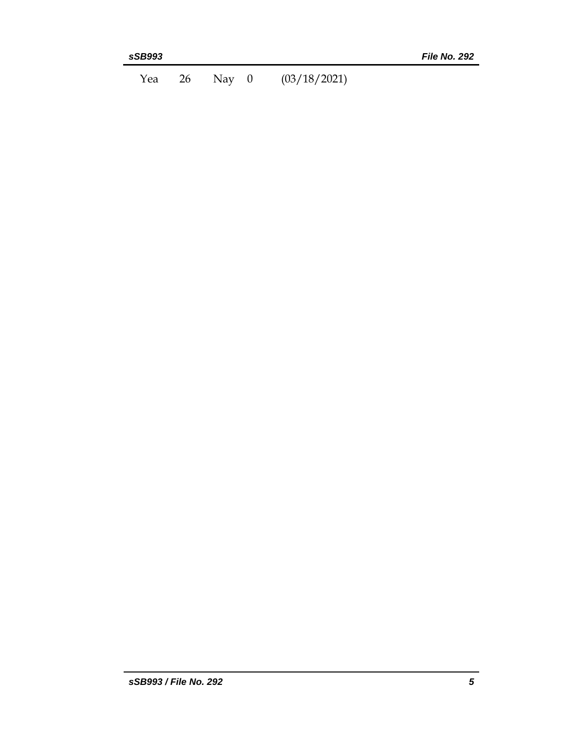Yea 26 Nay 0 (03/18/2021)